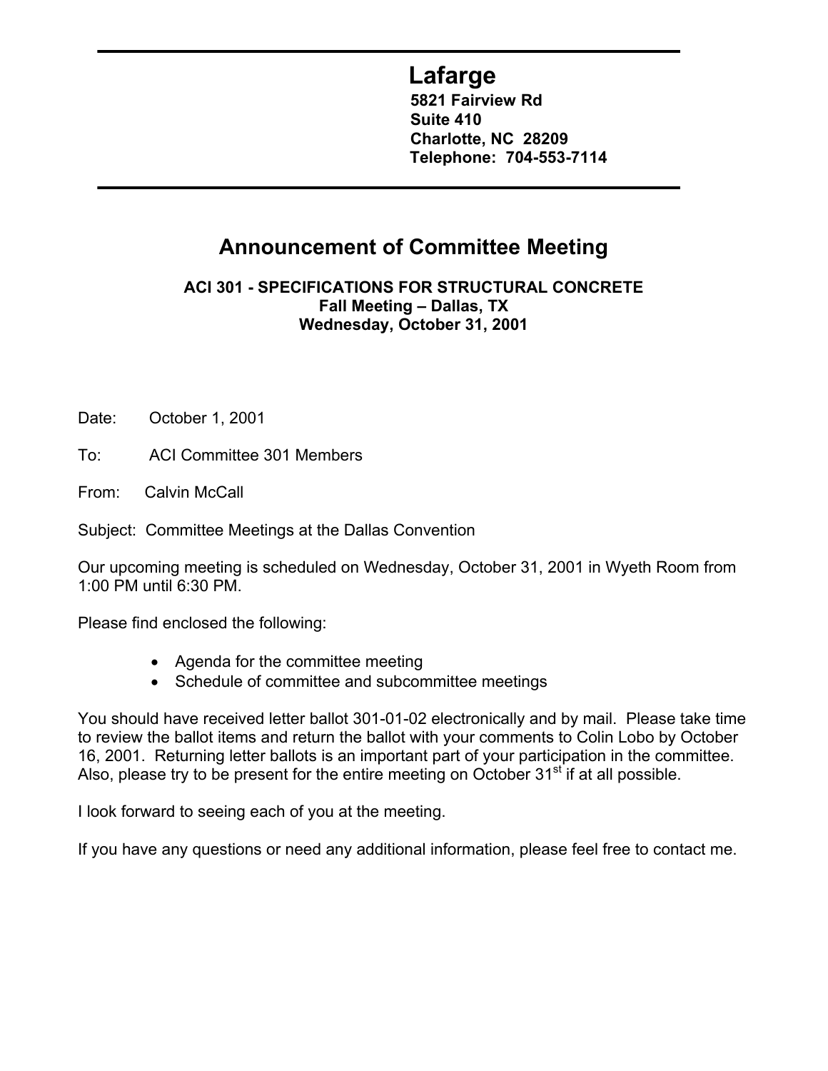**Lafarge**
**5821 Fairview Rd**
**Suite 410**
**Charlotte, NC 28209**
**Telephone: 704-553-7114**

---

# Announcement of Committee Meeting

**ACI 301 - SPECIFICATIONS FOR STRUCTURAL CONCRETE**
**Fall Meeting – Dallas, TX**
**Wednesday, October 31, 2001**

Date: October 1, 2001

To: ACI Committee 301 Members

From: Calvin McCall

Subject: Committee Meetings at the Dallas Convention

Our upcoming meeting is scheduled on Wednesday, October 31, 2001 in Wyeth Room from 1:00 PM until 6:30 PM.

Please find enclosed the following:

- Agenda for the committee meeting
- Schedule of committee and subcommittee meetings

You should have received letter ballot 301-01-02 electronically and by mail. Please take time to review the ballot items and return the ballot with your comments to Colin Lobo by October 16, 2001. Returning letter ballots is an important part of your participation in the committee. Also, please try to be present for the entire meeting on October 31st if at all possible.

I look forward to seeing each of you at the meeting.

If you have any questions or need any additional information, please feel free to contact me.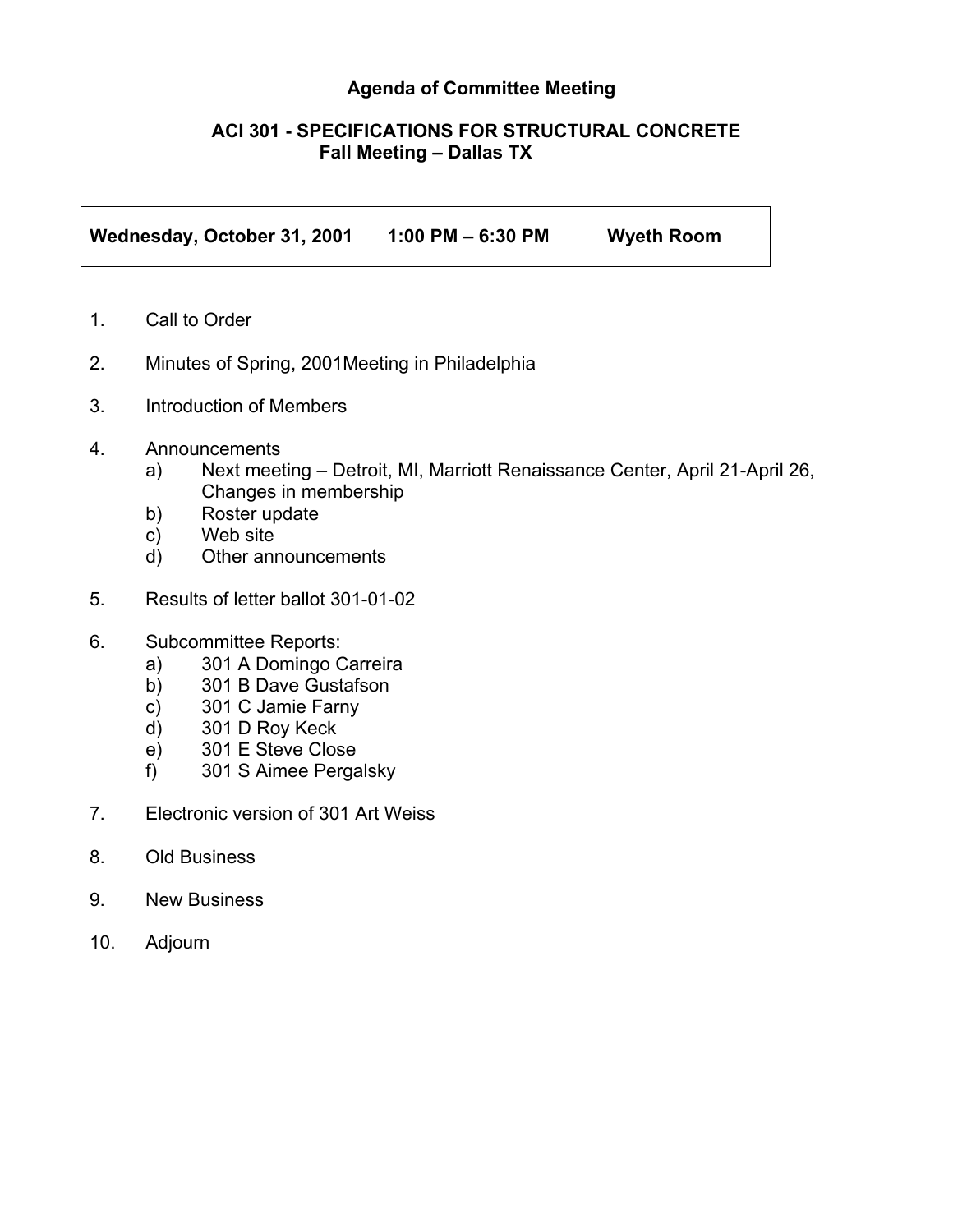**Agenda of Committee Meeting**

**ACI 301 - SPECIFICATIONS FOR STRUCTURAL CONCRETE**
**Fall Meeting – Dallas TX**

| | | |
|---|---|---|
| **Wednesday, October 31, 2001** | **1:00 PM – 6:30 PM** | **Wyeth Room** |

1. Call to Order
2. Minutes of Spring, 2001Meeting in Philadelphia
3. Introduction of Members
4. Announcements
   a) Next meeting – Detroit, MI, Marriott Renaissance Center, April 21-April 26, Changes in membership
   b) Roster update
   c) Web site
   d) Other announcements
5. Results of letter ballot 301-01-02
6. Subcommittee Reports:
   a) 301 A Domingo Carreira
   b) 301 B Dave Gustafson
   c) 301 C Jamie Farny
   d) 301 D Roy Keck
   e) 301 E Steve Close
   f) 301 S Aimee Pergalsky
7. Electronic version of 301 Art Weiss
8. Old Business
9. New Business
10. Adjourn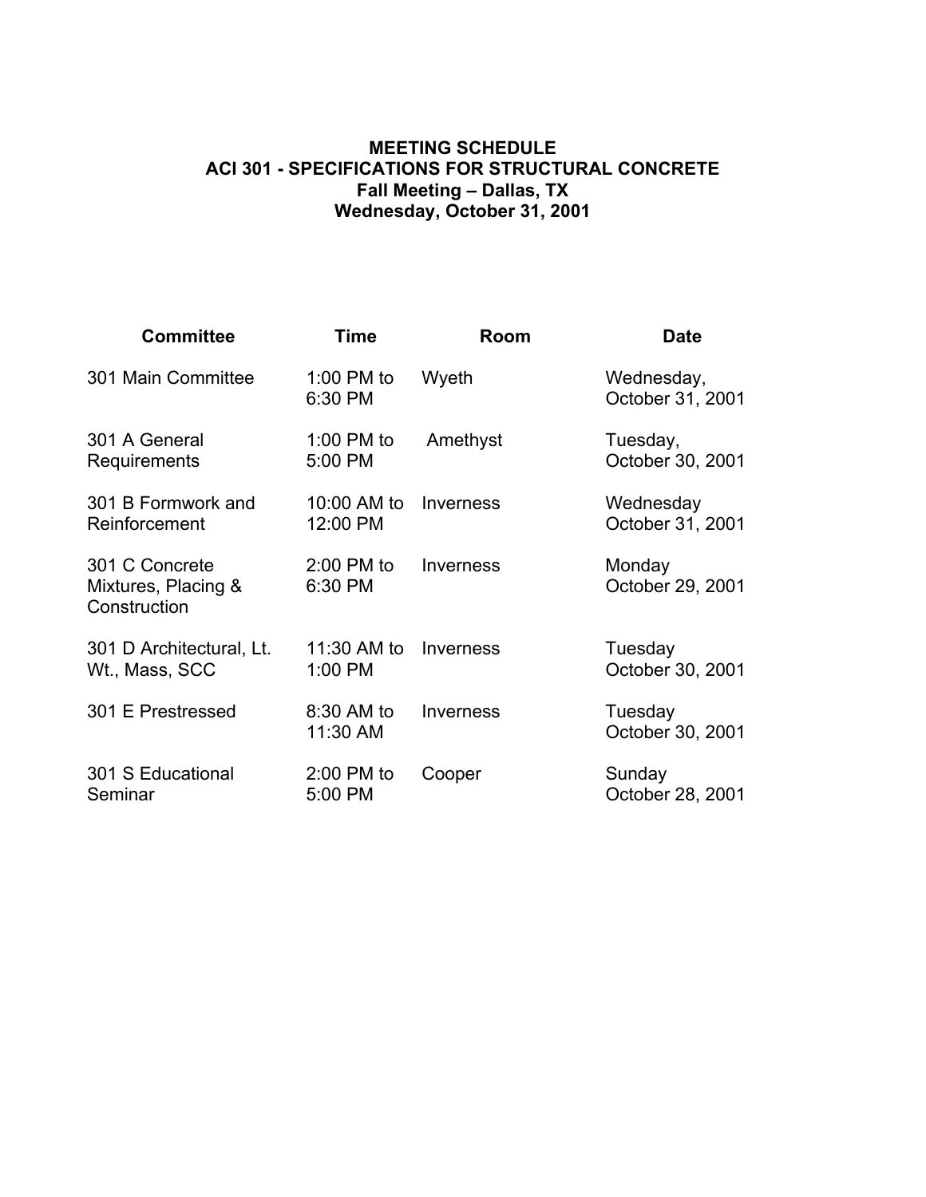**MEETING SCHEDULE**
**ACI 301 - SPECIFICATIONS FOR STRUCTURAL CONCRETE**
**Fall Meeting – Dallas, TX**
**Wednesday, October 31, 2001**

| Committee | Time | Room | Date |
|---|---|---|---|
| 301 Main Committee | 1:00 PM to 6:30 PM | Wyeth | Wednesday, October 31, 2001 |
| 301 A General Requirements | 1:00 PM to 5:00 PM | Amethyst | Tuesday, October 30, 2001 |
| 301 B Formwork and Reinforcement | 10:00 AM to 12:00 PM | Inverness | Wednesday October 31, 2001 |
| 301 C Concrete Mixtures, Placing & Construction | 2:00 PM to 6:30 PM | Inverness | Monday October 29, 2001 |
| 301 D Architectural, Lt. Wt., Mass, SCC | 11:30 AM to 1:00 PM | Inverness | Tuesday October 30, 2001 |
| 301 E Prestressed | 8:30 AM to 11:30 AM | Inverness | Tuesday October 30, 2001 |
| 301 S Educational Seminar | 2:00 PM to 5:00 PM | Cooper | Sunday October 28, 2001 |